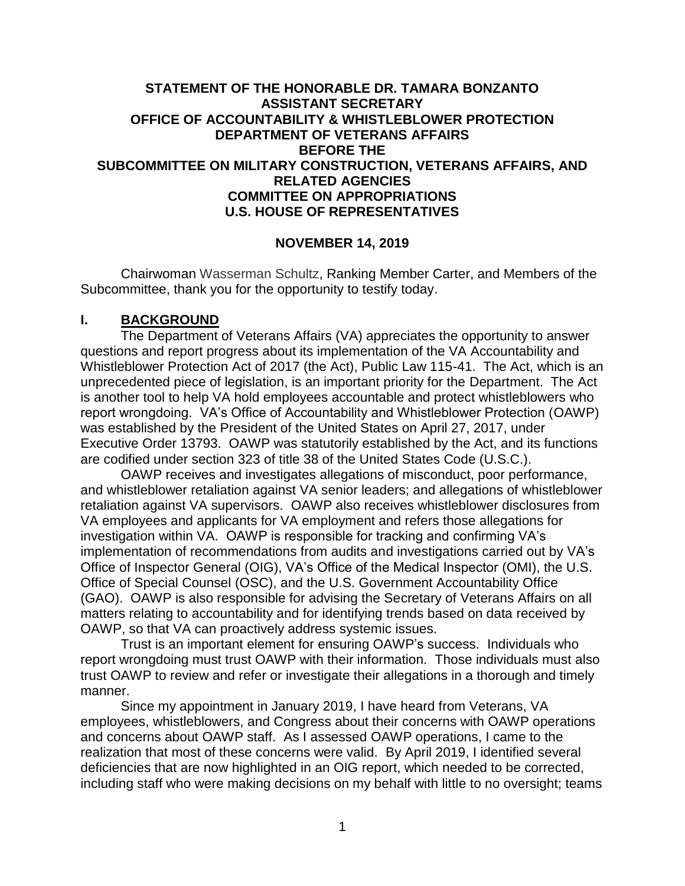**STATEMENT OF THE HONORABLE DR. TAMARA BONZANTO**
**ASSISTANT SECRETARY**
**OFFICE OF ACCOUNTABILITY & WHISTLEBLOWER PROTECTION**
**DEPARTMENT OF VETERANS AFFAIRS**
**BEFORE THE**
**SUBCOMMITTEE ON MILITARY CONSTRUCTION, VETERANS AFFAIRS, AND RELATED AGENCIES**
**COMMITTEE ON APPROPRIATIONS**
**U.S. HOUSE OF REPRESENTATIVES**

**NOVEMBER 14, 2019**

Chairwoman Wasserman Schultz, Ranking Member Carter, and Members of the Subcommittee, thank you for the opportunity to testify today.

## I. BACKGROUND

The Department of Veterans Affairs (VA) appreciates the opportunity to answer questions and report progress about its implementation of the VA Accountability and Whistleblower Protection Act of 2017 (the Act), Public Law 115-41. The Act, which is an unprecedented piece of legislation, is an important priority for the Department. The Act is another tool to help VA hold employees accountable and protect whistleblowers who report wrongdoing. VA's Office of Accountability and Whistleblower Protection (OAWP) was established by the President of the United States on April 27, 2017, under Executive Order 13793. OAWP was statutorily established by the Act, and its functions are codified under section 323 of title 38 of the United States Code (U.S.C.).

OAWP receives and investigates allegations of misconduct, poor performance, and whistleblower retaliation against VA senior leaders; and allegations of whistleblower retaliation against VA supervisors. OAWP also receives whistleblower disclosures from VA employees and applicants for VA employment and refers those allegations for investigation within VA. OAWP is responsible for tracking and confirming VA's implementation of recommendations from audits and investigations carried out by VA's Office of Inspector General (OIG), VA's Office of the Medical Inspector (OMI), the U.S. Office of Special Counsel (OSC), and the U.S. Government Accountability Office (GAO). OAWP is also responsible for advising the Secretary of Veterans Affairs on all matters relating to accountability and for identifying trends based on data received by OAWP, so that VA can proactively address systemic issues.

Trust is an important element for ensuring OAWP's success. Individuals who report wrongdoing must trust OAWP with their information. Those individuals must also trust OAWP to review and refer or investigate their allegations in a thorough and timely manner.

Since my appointment in January 2019, I have heard from Veterans, VA employees, whistleblowers, and Congress about their concerns with OAWP operations and concerns about OAWP staff. As I assessed OAWP operations, I came to the realization that most of these concerns were valid. By April 2019, I identified several deficiencies that are now highlighted in an OIG report, which needed to be corrected, including staff who were making decisions on my behalf with little to no oversight; teams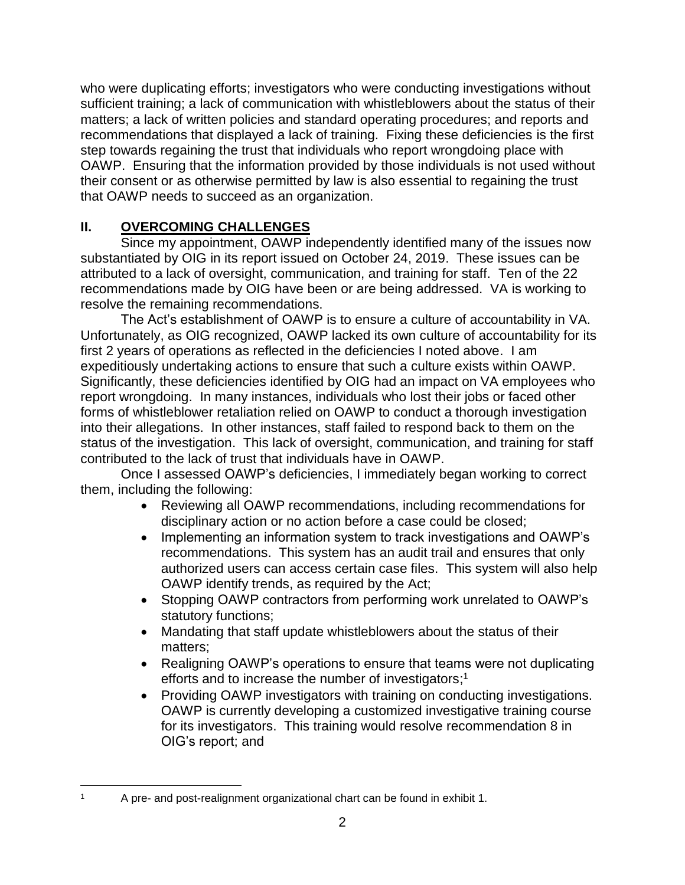who were duplicating efforts; investigators who were conducting investigations without sufficient training; a lack of communication with whistleblowers about the status of their matters; a lack of written policies and standard operating procedures; and reports and recommendations that displayed a lack of training. Fixing these deficiencies is the first step towards regaining the trust that individuals who report wrongdoing place with OAWP. Ensuring that the information provided by those individuals is not used without their consent or as otherwise permitted by law is also essential to regaining the trust that OAWP needs to succeed as an organization.

## II. OVERCOMING CHALLENGES

Since my appointment, OAWP independently identified many of the issues now substantiated by OIG in its report issued on October 24, 2019. These issues can be attributed to a lack of oversight, communication, and training for staff. Ten of the 22 recommendations made by OIG have been or are being addressed. VA is working to resolve the remaining recommendations.

The Act's establishment of OAWP is to ensure a culture of accountability in VA. Unfortunately, as OIG recognized, OAWP lacked its own culture of accountability for its first 2 years of operations as reflected in the deficiencies I noted above. I am expeditiously undertaking actions to ensure that such a culture exists within OAWP. Significantly, these deficiencies identified by OIG had an impact on VA employees who report wrongdoing. In many instances, individuals who lost their jobs or faced other forms of whistleblower retaliation relied on OAWP to conduct a thorough investigation into their allegations. In other instances, staff failed to respond back to them on the status of the investigation. This lack of oversight, communication, and training for staff contributed to the lack of trust that individuals have in OAWP.

Once I assessed OAWP's deficiencies, I immediately began working to correct them, including the following:

- Reviewing all OAWP recommendations, including recommendations for disciplinary action or no action before a case could be closed;
- Implementing an information system to track investigations and OAWP's recommendations. This system has an audit trail and ensures that only authorized users can access certain case files. This system will also help OAWP identify trends, as required by the Act;
- Stopping OAWP contractors from performing work unrelated to OAWP's statutory functions;
- Mandating that staff update whistleblowers about the status of their matters;
- Realigning OAWP's operations to ensure that teams were not duplicating efforts and to increase the number of investigators;[1]
- Providing OAWP investigators with training on conducting investigations. OAWP is currently developing a customized investigative training course for its investigators. This training would resolve recommendation 8 in OIG's report; and

[1] A pre- and post-realignment organizational chart can be found in exhibit 1.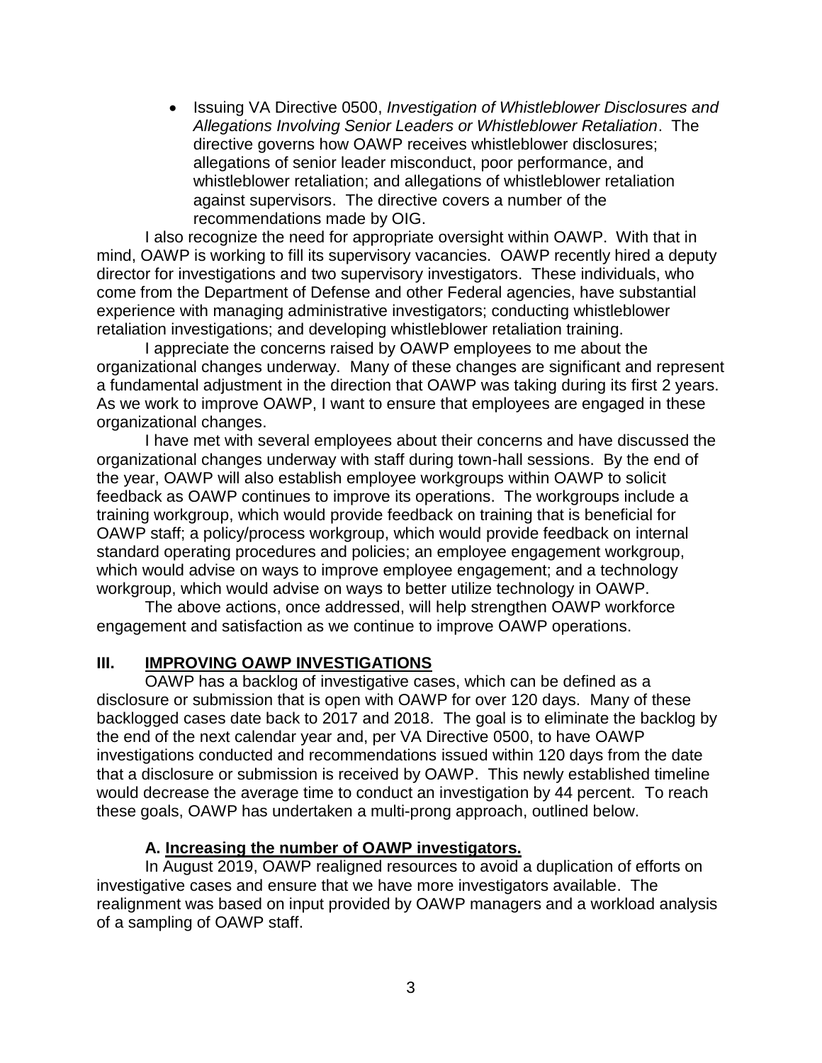- Issuing VA Directive 0500, *Investigation of Whistleblower Disclosures and Allegations Involving Senior Leaders or Whistleblower Retaliation*. The directive governs how OAWP receives whistleblower disclosures; allegations of senior leader misconduct, poor performance, and whistleblower retaliation; and allegations of whistleblower retaliation against supervisors. The directive covers a number of the recommendations made by OIG.

I also recognize the need for appropriate oversight within OAWP. With that in mind, OAWP is working to fill its supervisory vacancies. OAWP recently hired a deputy director for investigations and two supervisory investigators. These individuals, who come from the Department of Defense and other Federal agencies, have substantial experience with managing administrative investigators; conducting whistleblower retaliation investigations; and developing whistleblower retaliation training.

I appreciate the concerns raised by OAWP employees to me about the organizational changes underway. Many of these changes are significant and represent a fundamental adjustment in the direction that OAWP was taking during its first 2 years. As we work to improve OAWP, I want to ensure that employees are engaged in these organizational changes.

I have met with several employees about their concerns and have discussed the organizational changes underway with staff during town-hall sessions. By the end of the year, OAWP will also establish employee workgroups within OAWP to solicit feedback as OAWP continues to improve its operations. The workgroups include a training workgroup, which would provide feedback on training that is beneficial for OAWP staff; a policy/process workgroup, which would provide feedback on internal standard operating procedures and policies; an employee engagement workgroup, which would advise on ways to improve employee engagement; and a technology workgroup, which would advise on ways to better utilize technology in OAWP.

The above actions, once addressed, will help strengthen OAWP workforce engagement and satisfaction as we continue to improve OAWP operations.

## III. <u>IMPROVING OAWP INVESTIGATIONS</u>

OAWP has a backlog of investigative cases, which can be defined as a disclosure or submission that is open with OAWP for over 120 days. Many of these backlogged cases date back to 2017 and 2018. The goal is to eliminate the backlog by the end of the next calendar year and, per VA Directive 0500, to have OAWP investigations conducted and recommendations issued within 120 days from the date that a disclosure or submission is received by OAWP. This newly established timeline would decrease the average time to conduct an investigation by 44 percent. To reach these goals, OAWP has undertaken a multi-prong approach, outlined below.

### A. <u>Increasing the number of OAWP investigators.</u>

In August 2019, OAWP realigned resources to avoid a duplication of efforts on investigative cases and ensure that we have more investigators available. The realignment was based on input provided by OAWP managers and a workload analysis of a sampling of OAWP staff.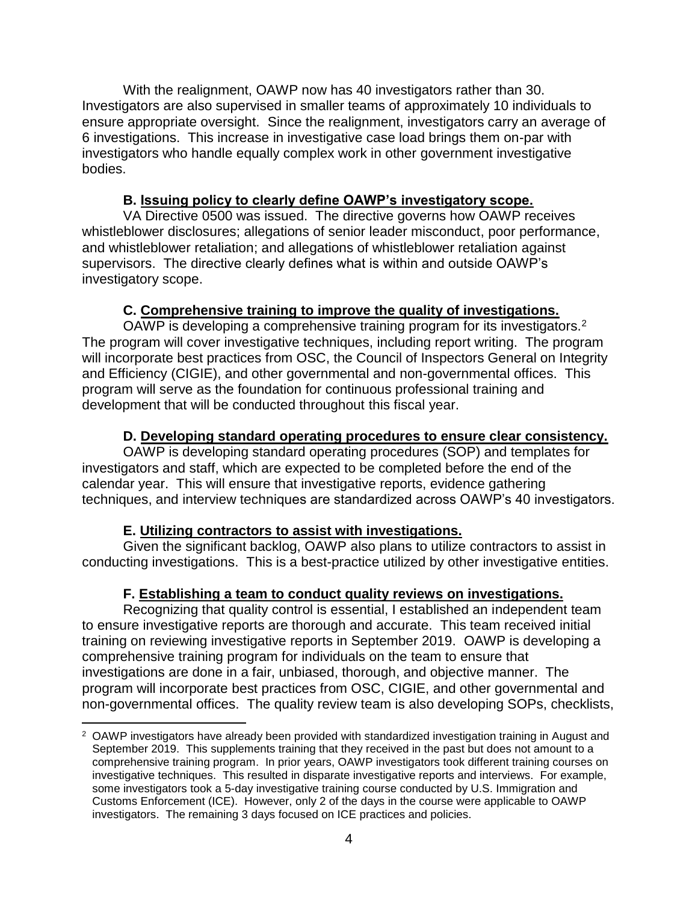With the realignment, OAWP now has 40 investigators rather than 30. Investigators are also supervised in smaller teams of approximately 10 individuals to ensure appropriate oversight. Since the realignment, investigators carry an average of 6 investigations. This increase in investigative case load brings them on-par with investigators who handle equally complex work in other government investigative bodies.

### B. Issuing policy to clearly define OAWP's investigatory scope.

VA Directive 0500 was issued. The directive governs how OAWP receives whistleblower disclosures; allegations of senior leader misconduct, poor performance, and whistleblower retaliation; and allegations of whistleblower retaliation against supervisors. The directive clearly defines what is within and outside OAWP's investigatory scope.

### C. Comprehensive training to improve the quality of investigations.

OAWP is developing a comprehensive training program for its investigators.[2] The program will cover investigative techniques, including report writing. The program will incorporate best practices from OSC, the Council of Inspectors General on Integrity and Efficiency (CIGIE), and other governmental and non-governmental offices. This program will serve as the foundation for continuous professional training and development that will be conducted throughout this fiscal year.

### D. Developing standard operating procedures to ensure clear consistency.

OAWP is developing standard operating procedures (SOP) and templates for investigators and staff, which are expected to be completed before the end of the calendar year. This will ensure that investigative reports, evidence gathering techniques, and interview techniques are standardized across OAWP's 40 investigators.

### E. Utilizing contractors to assist with investigations.

Given the significant backlog, OAWP also plans to utilize contractors to assist in conducting investigations. This is a best-practice utilized by other investigative entities.

### F. Establishing a team to conduct quality reviews on investigations.

Recognizing that quality control is essential, I established an independent team to ensure investigative reports are thorough and accurate. This team received initial training on reviewing investigative reports in September 2019. OAWP is developing a comprehensive training program for individuals on the team to ensure that investigations are done in a fair, unbiased, thorough, and objective manner. The program will incorporate best practices from OSC, CIGIE, and other governmental and non-governmental offices. The quality review team is also developing SOPs, checklists,

---

[2] OAWP investigators have already been provided with standardized investigation training in August and September 2019. This supplements training that they received in the past but does not amount to a comprehensive training program. In prior years, OAWP investigators took different training courses on investigative techniques. This resulted in disparate investigative reports and interviews. For example, some investigators took a 5-day investigative training course conducted by U.S. Immigration and Customs Enforcement (ICE). However, only 2 of the days in the course were applicable to OAWP investigators. The remaining 3 days focused on ICE practices and policies.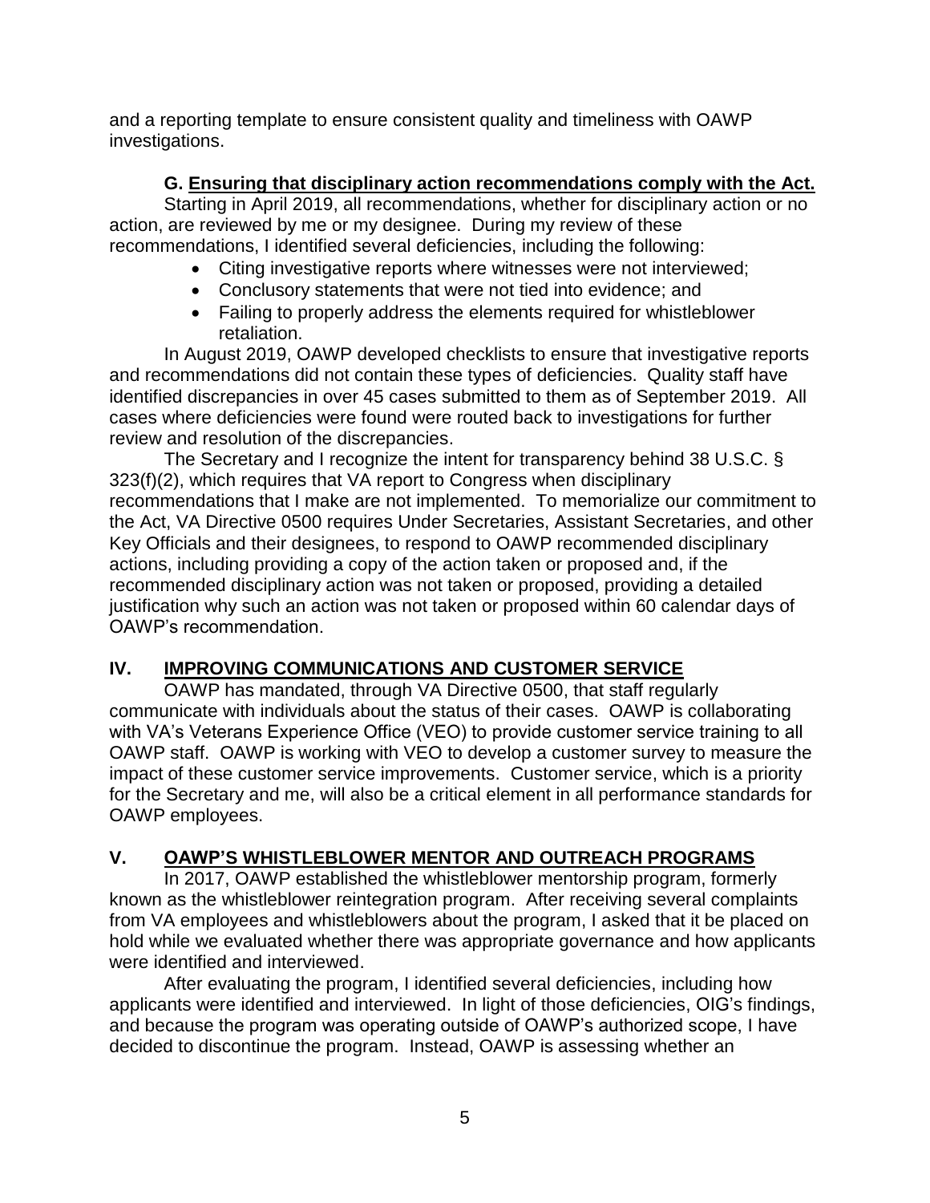and a reporting template to ensure consistent quality and timeliness with OAWP investigations.

### G. Ensuring that disciplinary action recommendations comply with the Act.

Starting in April 2019, all recommendations, whether for disciplinary action or no action, are reviewed by me or my designee. During my review of these recommendations, I identified several deficiencies, including the following:

- Citing investigative reports where witnesses were not interviewed;
- Conclusory statements that were not tied into evidence; and
- Failing to properly address the elements required for whistleblower retaliation.

In August 2019, OAWP developed checklists to ensure that investigative reports and recommendations did not contain these types of deficiencies. Quality staff have identified discrepancies in over 45 cases submitted to them as of September 2019. All cases where deficiencies were found were routed back to investigations for further review and resolution of the discrepancies.

The Secretary and I recognize the intent for transparency behind 38 U.S.C. § 323(f)(2), which requires that VA report to Congress when disciplinary recommendations that I make are not implemented. To memorialize our commitment to the Act, VA Directive 0500 requires Under Secretaries, Assistant Secretaries, and other Key Officials and their designees, to respond to OAWP recommended disciplinary actions, including providing a copy of the action taken or proposed and, if the recommended disciplinary action was not taken or proposed, providing a detailed justification why such an action was not taken or proposed within 60 calendar days of OAWP's recommendation.

## IV. IMPROVING COMMUNICATIONS AND CUSTOMER SERVICE

OAWP has mandated, through VA Directive 0500, that staff regularly communicate with individuals about the status of their cases. OAWP is collaborating with VA's Veterans Experience Office (VEO) to provide customer service training to all OAWP staff. OAWP is working with VEO to develop a customer survey to measure the impact of these customer service improvements. Customer service, which is a priority for the Secretary and me, will also be a critical element in all performance standards for OAWP employees.

## V. OAWP'S WHISTLEBLOWER MENTOR AND OUTREACH PROGRAMS

In 2017, OAWP established the whistleblower mentorship program, formerly known as the whistleblower reintegration program. After receiving several complaints from VA employees and whistleblowers about the program, I asked that it be placed on hold while we evaluated whether there was appropriate governance and how applicants were identified and interviewed.

After evaluating the program, I identified several deficiencies, including how applicants were identified and interviewed. In light of those deficiencies, OIG's findings, and because the program was operating outside of OAWP's authorized scope, I have decided to discontinue the program. Instead, OAWP is assessing whether an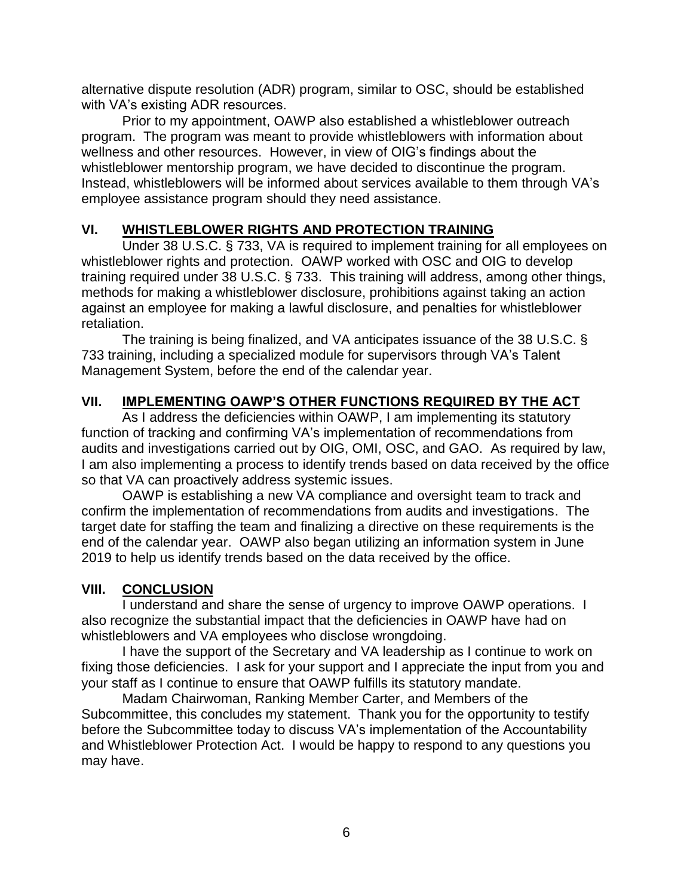alternative dispute resolution (ADR) program, similar to OSC, should be established with VA's existing ADR resources.

Prior to my appointment, OAWP also established a whistleblower outreach program. The program was meant to provide whistleblowers with information about wellness and other resources. However, in view of OIG's findings about the whistleblower mentorship program, we have decided to discontinue the program. Instead, whistleblowers will be informed about services available to them through VA's employee assistance program should they need assistance.

## VI. WHISTLEBLOWER RIGHTS AND PROTECTION TRAINING

Under 38 U.S.C. § 733, VA is required to implement training for all employees on whistleblower rights and protection. OAWP worked with OSC and OIG to develop training required under 38 U.S.C. § 733. This training will address, among other things, methods for making a whistleblower disclosure, prohibitions against taking an action against an employee for making a lawful disclosure, and penalties for whistleblower retaliation.

The training is being finalized, and VA anticipates issuance of the 38 U.S.C. § 733 training, including a specialized module for supervisors through VA's Talent Management System, before the end of the calendar year.

## VII. IMPLEMENTING OAWP'S OTHER FUNCTIONS REQUIRED BY THE ACT

As I address the deficiencies within OAWP, I am implementing its statutory function of tracking and confirming VA's implementation of recommendations from audits and investigations carried out by OIG, OMI, OSC, and GAO. As required by law, I am also implementing a process to identify trends based on data received by the office so that VA can proactively address systemic issues.

OAWP is establishing a new VA compliance and oversight team to track and confirm the implementation of recommendations from audits and investigations. The target date for staffing the team and finalizing a directive on these requirements is the end of the calendar year. OAWP also began utilizing an information system in June 2019 to help us identify trends based on the data received by the office.

## VIII. CONCLUSION

I understand and share the sense of urgency to improve OAWP operations. I also recognize the substantial impact that the deficiencies in OAWP have had on whistleblowers and VA employees who disclose wrongdoing.

I have the support of the Secretary and VA leadership as I continue to work on fixing those deficiencies. I ask for your support and I appreciate the input from you and your staff as I continue to ensure that OAWP fulfills its statutory mandate.

Madam Chairwoman, Ranking Member Carter, and Members of the Subcommittee, this concludes my statement. Thank you for the opportunity to testify before the Subcommittee today to discuss VA's implementation of the Accountability and Whistleblower Protection Act. I would be happy to respond to any questions you may have.